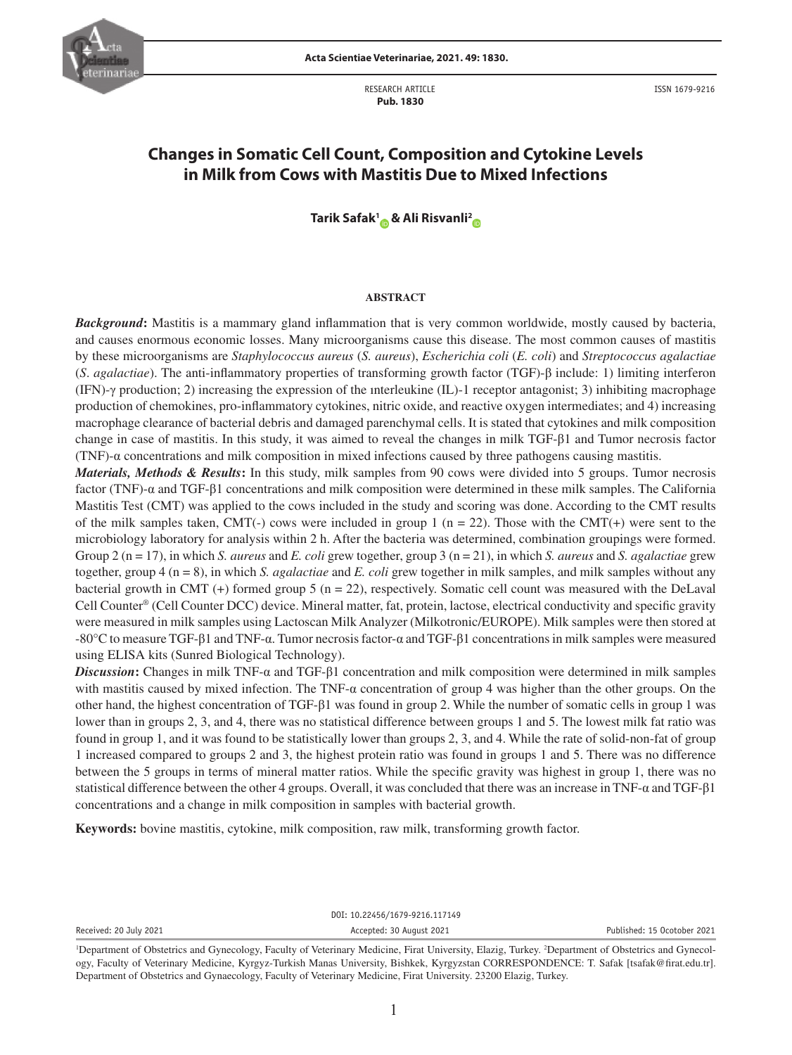RESEARCH ARTICLE
**Pub. 1830**

ISSN 1679-9216

# Changes in Somatic Cell Count, Composition and Cytokine Levels in Milk from Cows with Mastitis Due to Mixed Infections

**Tarik Safak[1] & Ali Risvanli[2]**

## ABSTRACT

***Background*:** Mastitis is a mammary gland inflammation that is very common worldwide, mostly caused by bacteria, and causes enormous economic losses. Many microorganisms cause this disease. The most common causes of mastitis by these microorganisms are *Staphylococcus aureus* (*S. aureus*), *Escherichia coli* (*E. coli*) and *Streptococcus agalactiae* (*S. agalactiae*). The anti-inflammatory properties of transforming growth factor (TGF)-β include: 1) limiting interferon (IFN)-γ production; 2) increasing the expression of the ınterleukine (IL)-1 receptor antagonist; 3) inhibiting macrophage production of chemokines, pro-inflammatory cytokines, nitric oxide, and reactive oxygen intermediates; and 4) increasing macrophage clearance of bacterial debris and damaged parenchymal cells. It is stated that cytokines and milk composition change in case of mastitis. In this study, it was aimed to reveal the changes in milk TGF-β1 and Tumor necrosis factor (TNF)-α concentrations and milk composition in mixed infections caused by three pathogens causing mastitis.

***Materials, Methods & Results*:** In this study, milk samples from 90 cows were divided into 5 groups. Tumor necrosis factor (TNF)-α and TGF-β1 concentrations and milk composition were determined in these milk samples. The California Mastitis Test (CMT) was applied to the cows included in the study and scoring was done. According to the CMT results of the milk samples taken, CMT(-) cows were included in group 1 (n = 22). Those with the CMT(+) were sent to the microbiology laboratory for analysis within 2 h. After the bacteria was determined, combination groupings were formed. Group 2 (n = 17), in which *S. aureus* and *E. coli* grew together, group 3 (n = 21), in which *S. aureus* and *S. agalactiae* grew together, group 4 (n = 8), in which *S. agalactiae* and *E. coli* grew together in milk samples, and milk samples without any bacterial growth in CMT (+) formed group 5 (n = 22), respectively. Somatic cell count was measured with the DeLaval Cell Counter® (Cell Counter DCC) device. Mineral matter, fat, protein, lactose, electrical conductivity and specific gravity were measured in milk samples using Lactoscan Milk Analyzer (Milkotronic/EUROPE). Milk samples were then stored at -80°C to measure TGF-β1 and TNF-α. Tumor necrosis factor-α and TGF-β1 concentrations in milk samples were measured using ELISA kits (Sunred Biological Technology).

***Discussion*:** Changes in milk TNF-α and TGF-β1 concentration and milk composition were determined in milk samples with mastitis caused by mixed infection. The TNF-α concentration of group 4 was higher than the other groups. On the other hand, the highest concentration of TGF-β1 was found in group 2. While the number of somatic cells in group 1 was lower than in groups 2, 3, and 4, there was no statistical difference between groups 1 and 5. The lowest milk fat ratio was found in group 1, and it was found to be statistically lower than groups 2, 3, and 4. While the rate of solid-non-fat of group 1 increased compared to groups 2 and 3, the highest protein ratio was found in groups 1 and 5. There was no difference between the 5 groups in terms of mineral matter ratios. While the specific gravity was highest in group 1, there was no statistical difference between the other 4 groups. Overall, it was concluded that there was an increase in TNF-α and TGF-β1 concentrations and a change in milk composition in samples with bacterial growth.

**Keywords:** bovine mastitis, cytokine, milk composition, raw milk, transforming growth factor.

DOI: 10.22456/1679-9216.117149

Received: 20 July 2021 | Accepted: 30 August 2021 | Published: 15 Ocotober 2021

[1]Department of Obstetrics and Gynecology, Faculty of Veterinary Medicine, Firat University, Elazig, Turkey. [2]Department of Obstetrics and Gynecology, Faculty of Veterinary Medicine, Kyrgyz-Turkish Manas University, Bishkek, Kyrgyzstan CORRESPONDENCE: T. Safak [tsafak@firat.edu.tr]. Department of Obstetrics and Gynaecology, Faculty of Veterinary Medicine, Firat University. 23200 Elazig, Turkey.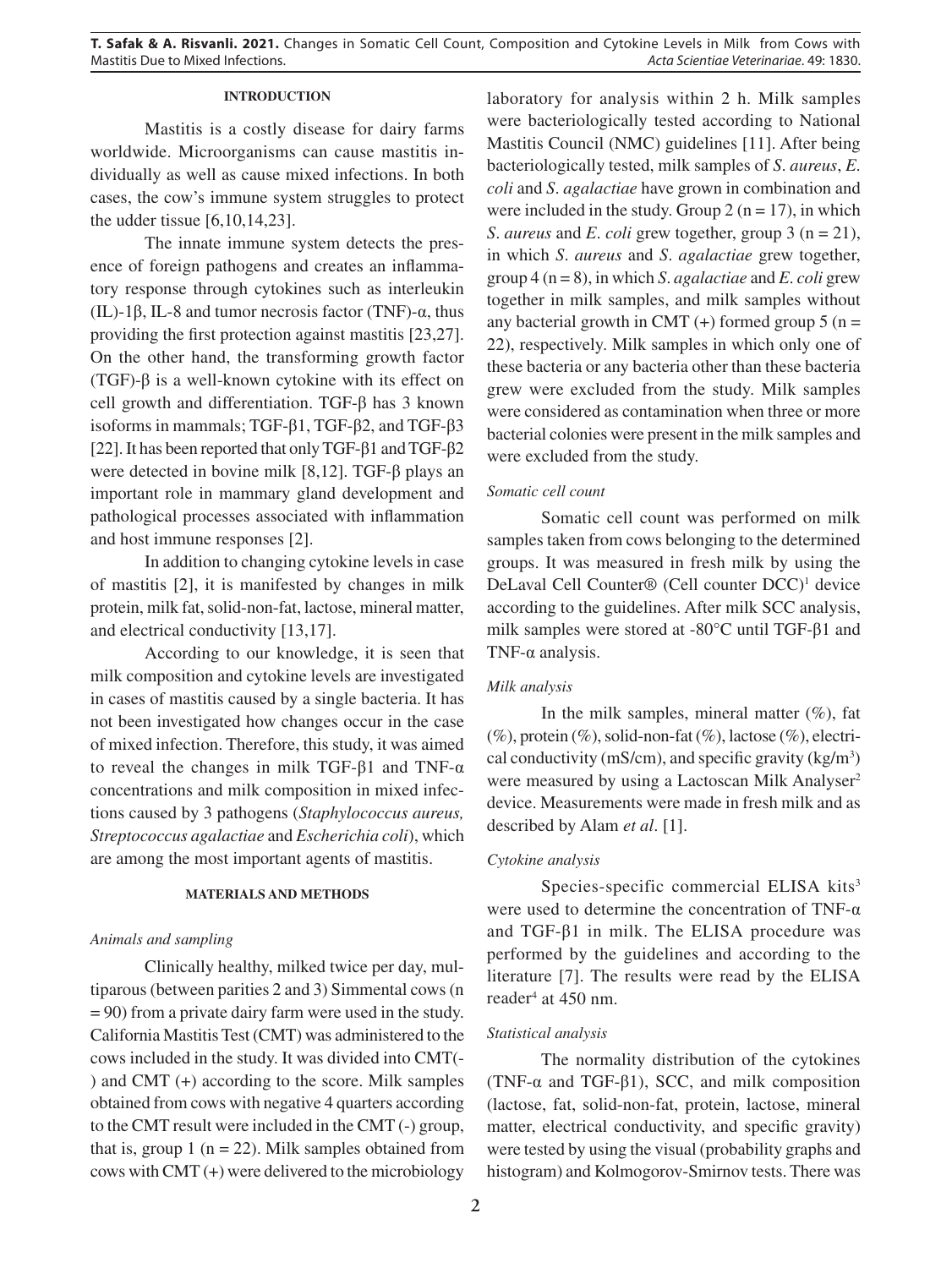## INTRODUCTION

Mastitis is a costly disease for dairy farms worldwide. Microorganisms can cause mastitis individually as well as cause mixed infections. In both cases, the cow's immune system struggles to protect the udder tissue [6,10,14,23].

The innate immune system detects the presence of foreign pathogens and creates an inflammatory response through cytokines such as interleukin (IL)-1β, IL-8 and tumor necrosis factor (TNF)-α, thus providing the first protection against mastitis [23,27]. On the other hand, the transforming growth factor (TGF)-β is a well-known cytokine with its effect on cell growth and differentiation. TGF-β has 3 known isoforms in mammals; TGF-β1, TGF-β2, and TGF-β3 [22]. It has been reported that only TGF-β1 and TGF-β2 were detected in bovine milk [8,12]. TGF-β plays an important role in mammary gland development and pathological processes associated with inflammation and host immune responses [2].

In addition to changing cytokine levels in case of mastitis [2], it is manifested by changes in milk protein, milk fat, solid-non-fat, lactose, mineral matter, and electrical conductivity [13,17].

According to our knowledge, it is seen that milk composition and cytokine levels are investigated in cases of mastitis caused by a single bacteria. It has not been investigated how changes occur in the case of mixed infection. Therefore, this study, it was aimed to reveal the changes in milk TGF-β1 and TNF-α concentrations and milk composition in mixed infections caused by 3 pathogens (*Staphylococcus aureus, Streptococcus agalactiae* and *Escherichia coli*), which are among the most important agents of mastitis.

## MATERIALS AND METHODS

### *Animals and sampling*

Clinically healthy, milked twice per day, multiparous (between parities 2 and 3) Simmental cows (n = 90) from a private dairy farm were used in the study. California Mastitis Test (CMT) was administered to the cows included in the study. It was divided into CMT(-) and CMT (+) according to the score. Milk samples obtained from cows with negative 4 quarters according to the CMT result were included in the CMT (-) group, that is, group 1 (n = 22). Milk samples obtained from cows with CMT (+) were delivered to the microbiology laboratory for analysis within 2 h. Milk samples were bacteriologically tested according to National Mastitis Council (NMC) guidelines [11]. After being bacteriologically tested, milk samples of *S. aureus*, *E. coli* and *S. agalactiae* have grown in combination and were included in the study. Group 2 (n = 17), in which *S. aureus* and *E. coli* grew together, group 3 (n = 21), in which *S. aureus* and *S. agalactiae* grew together, group 4 (n = 8), in which *S. agalactiae* and *E. coli* grew together in milk samples, and milk samples without any bacterial growth in CMT (+) formed group 5 (n = 22), respectively. Milk samples in which only one of these bacteria or any bacteria other than these bacteria grew were excluded from the study. Milk samples were considered as contamination when three or more bacterial colonies were present in the milk samples and were excluded from the study.

### *Somatic cell count*

Somatic cell count was performed on milk samples taken from cows belonging to the determined groups. It was measured in fresh milk by using the DeLaval Cell Counter® (Cell counter DCC)[1] device according to the guidelines. After milk SCC analysis, milk samples were stored at -80°C until TGF-β1 and TNF-α analysis.

### *Milk analysis*

In the milk samples, mineral matter (%), fat (%), protein (%), solid-non-fat (%), lactose (%), electrical conductivity (mS/cm), and specific gravity (kg/m$^3$) were measured by using a Lactoscan Milk Analyser[2] device. Measurements were made in fresh milk and as described by Alam *et al*. [1].

### *Cytokine analysis*

Species-specific commercial ELISA kits[3] were used to determine the concentration of TNF-α and TGF-β1 in milk. The ELISA procedure was performed by the guidelines and according to the literature [7]. The results were read by the ELISA reader[4] at 450 nm.

### *Statistical analysis*

The normality distribution of the cytokines (TNF-α and TGF-β1), SCC, and milk composition (lactose, fat, solid-non-fat, protein, lactose, mineral matter, electrical conductivity, and specific gravity) were tested by using the visual (probability graphs and histogram) and Kolmogorov-Smirnov tests. There was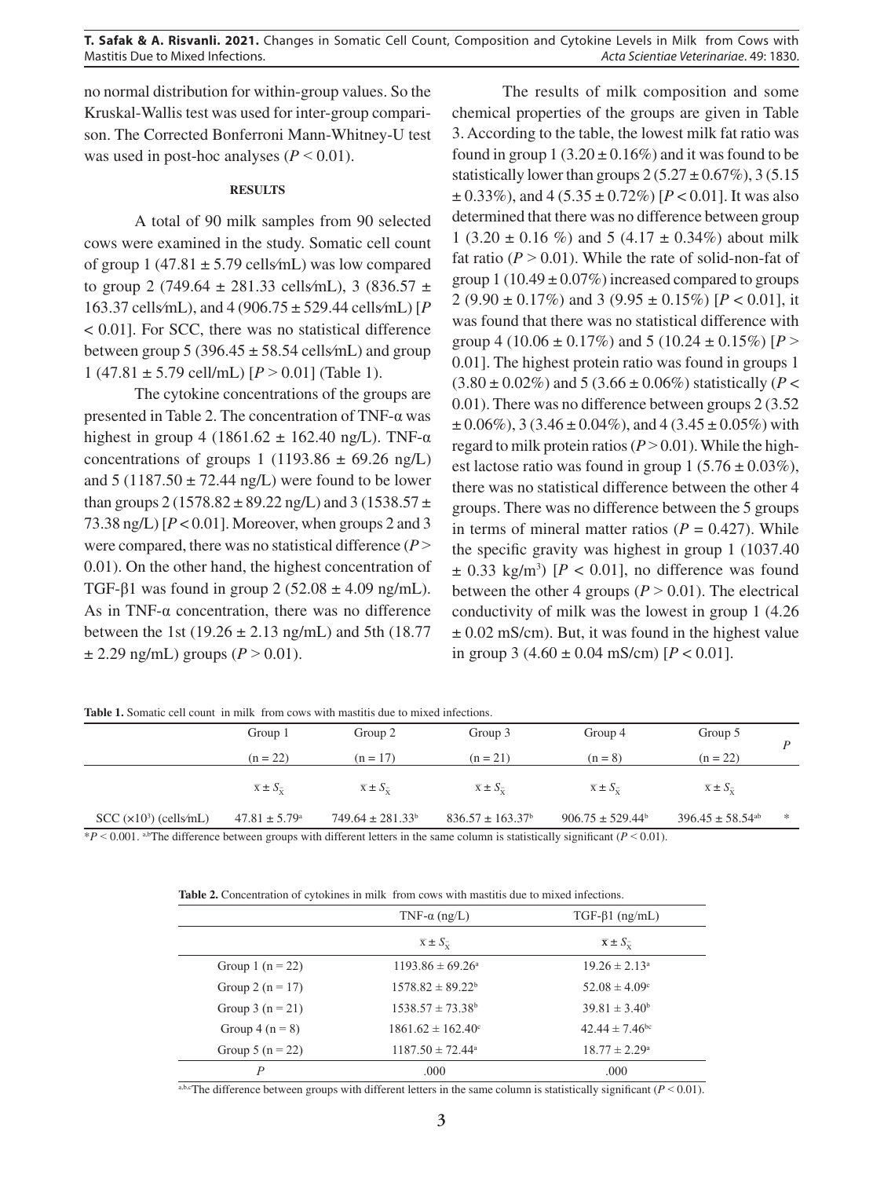no normal distribution for within-group values. So the Kruskal-Wallis test was used for inter-group comparison. The Corrected Bonferroni Mann-Whitney-U test was used in post-hoc analyses ($P < 0.01$).

## RESULTS

A total of 90 milk samples from 90 selected cows were examined in the study. Somatic cell count of group 1 (47.81 ± 5.79 cells⁄mL) was low compared to group 2 (749.64 ± 281.33 cells⁄mL), 3 (836.57 ± 163.37 cells⁄mL), and 4 (906.75 ± 529.44 cells⁄mL) [$P < 0.01$]. For SCC, there was no statistical difference between group 5 (396.45 ± 58.54 cells⁄mL) and group 1 (47.81 ± 5.79 cell/mL) [$P > 0.01$] (Table 1).

The cytokine concentrations of the groups are presented in Table 2. The concentration of TNF-α was highest in group 4 (1861.62 ± 162.40 ng/L). TNF-α concentrations of groups 1 (1193.86 ± 69.26 ng/L) and 5 (1187.50 ± 72.44 ng/L) were found to be lower than groups 2 (1578.82 ± 89.22 ng/L) and 3 (1538.57 ± 73.38 ng/L) [$P < 0.01$]. Moreover, when groups 2 and 3 were compared, there was no statistical difference ($P > 0.01$). On the other hand, the highest concentration of TGF-β1 was found in group 2 (52.08 ± 4.09 ng/mL). As in TNF-α concentration, there was no difference between the 1st (19.26 ± 2.13 ng/mL) and 5th (18.77 ± 2.29 ng/mL) groups ($P > 0.01$).

The results of milk composition and some chemical properties of the groups are given in Table 3. According to the table, the lowest milk fat ratio was found in group 1 (3.20 ± 0.16%) and it was found to be statistically lower than groups 2 (5.27 ± 0.67%), 3 (5.15 ± 0.33%), and 4 (5.35 ± 0.72%) [$P < 0.01$]. It was also determined that there was no difference between group 1 (3.20 ± 0.16 %) and 5 (4.17 ± 0.34%) about milk fat ratio ($P > 0.01$). While the rate of solid-non-fat of group 1 (10.49 ± 0.07%) increased compared to groups 2 (9.90 ± 0.17%) and 3 (9.95 ± 0.15%) [$P < 0.01$], it was found that there was no statistical difference with group 4 (10.06 ± 0.17%) and 5 (10.24 ± 0.15%) [$P > 0.01$]. The highest protein ratio was found in groups 1 (3.80 ± 0.02%) and 5 (3.66 ± 0.06%) statistically ($P < 0.01$). There was no difference between groups 2 (3.52 ± 0.06%), 3 (3.46 ± 0.04%), and 4 (3.45 ± 0.05%) with regard to milk protein ratios ($P > 0.01$). While the highest lactose ratio was found in group 1 (5.76 ± 0.03%), there was no statistical difference between the other 4 groups. There was no difference between the 5 groups in terms of mineral matter ratios ($P = 0.427$). While the specific gravity was highest in group 1 (1037.40 ± 0.33 kg/m$^3$) [$P < 0.01$], no difference was found between the other 4 groups ($P > 0.01$). The electrical conductivity of milk was the lowest in group 1 (4.26 ± 0.02 mS/cm). But, it was found in the highest value in group 3 (4.60 ± 0.04 mS/cm) [$P < 0.01$].

**Table 1.** Somatic cell count in milk from cows with mastitis due to mixed infections.

| | Group 1 | Group 2 | Group 3 | Group 4 | Group 5 | $P$ |
|---|---|---|---|---|---|---|
| | (n = 22) | (n = 17) | (n = 21) | (n = 8) | (n = 22) | |
| | $\bar{x} \pm S_{\bar{x}}$ | $\bar{x} \pm S_{\bar{x}}$ | $\bar{x} \pm S_{\bar{x}}$ | $\bar{x} \pm S_{\bar{x}}$ | $\bar{x} \pm S_{\bar{x}}$ | |
| SCC ($\times 10^3$) (cells⁄mL) | 47.81 ± 5.79[a] | 749.64 ± 281.33[b] | 836.57 ± 163.37[b] | 906.75 ± 529.44[b] | 396.45 ± 58.54[ab] | * |

*$P < 0.001$. [a,b]The difference between groups with different letters in the same column is statistically significant ($P < 0.01$).

**Table 2.** Concentration of cytokines in milk from cows with mastitis due to mixed infections.

| | TNF-α (ng/L) | TGF-β1 (ng/mL) |
|---|---|---|
| | $\bar{x} \pm S_{\bar{x}}$ | $\bar{x} \pm S_{\bar{x}}$ |
| Group 1 (n = 22) | 1193.86 ± 69.26[a] | 19.26 ± 2.13[a] |
| Group 2 (n = 17) | 1578.82 ± 89.22[b] | 52.08 ± 4.09[c] |
| Group 3 (n = 21) | 1538.57 ± 73.38[b] | 39.81 ± 3.40[b] |
| Group 4 (n = 8) | 1861.62 ± 162.40[c] | 42.44 ± 7.46[bc] |
| Group 5 (n = 22) | 1187.50 ± 72.44[a] | 18.77 ± 2.29[a] |
| $P$ | .000 | .000 |

[a,b,c]The difference between groups with different letters in the same column is statistically significant ($P < 0.01$).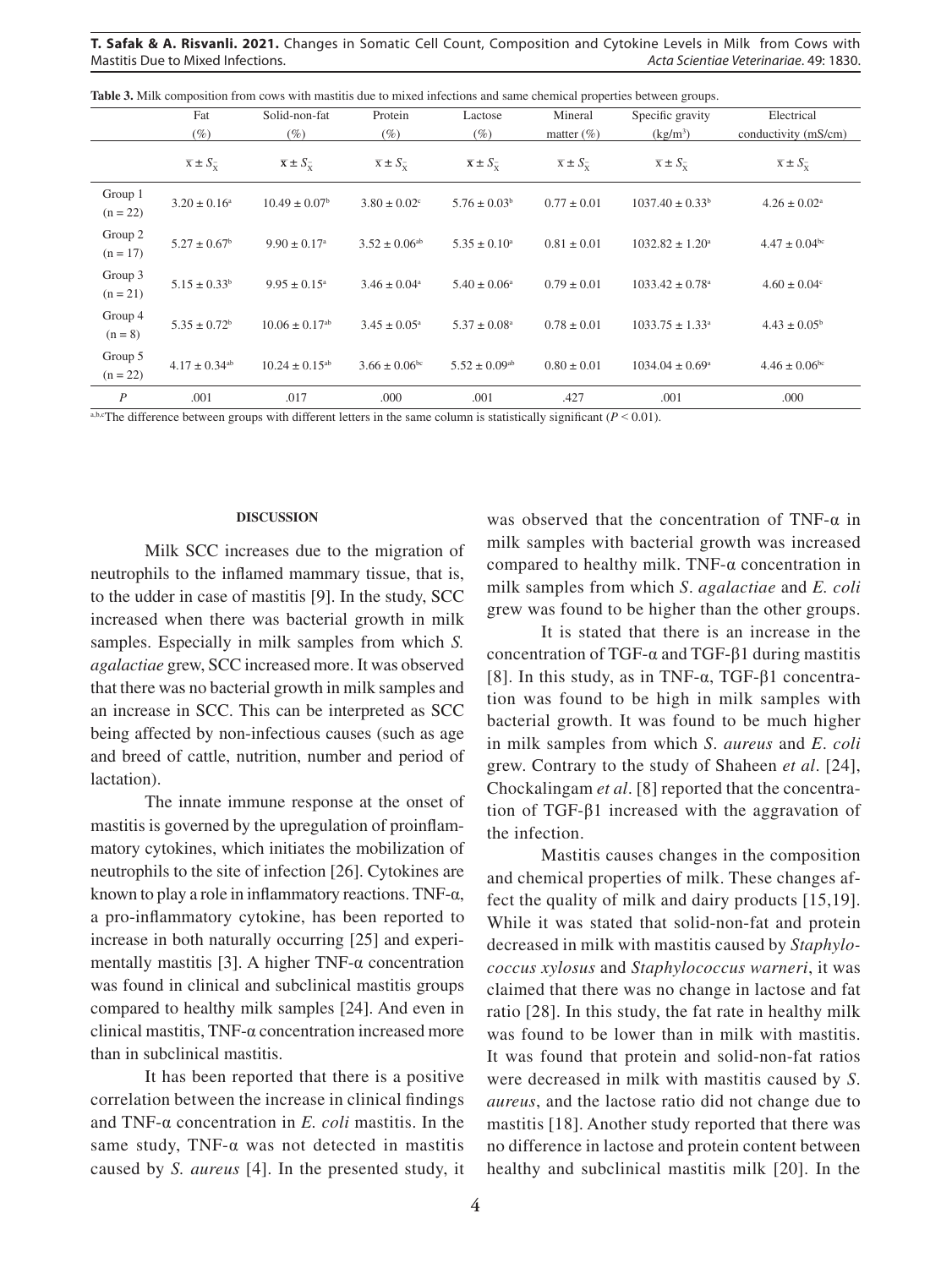**Table 3.** Milk composition from cows with mastitis due to mixed infections and same chemical properties between groups.

| | Fat (%) | Solid-non-fat (%) | Protein (%) | Lactose (%) | Mineral matter (%) | Specific gravity (kg/m³) | Electrical conductivity (mS/cm) |
|---|---|---|---|---|---|---|---|
| | $\bar{x} \pm S_{\bar{x}}$ | $\bar{x} \pm S_{\bar{x}}$ | $\bar{x} \pm S_{\bar{x}}$ | $\bar{x} \pm S_{\bar{x}}$ | $\bar{x} \pm S_{\bar{x}}$ | $\bar{x} \pm S_{\bar{x}}$ | $\bar{x} \pm S_{\bar{x}}$ |
| Group 1 (n = 22) | $3.20 \pm 0.16^{a}$ | $10.49 \pm 0.07^{b}$ | $3.80 \pm 0.02^{c}$ | $5.76 \pm 0.03^{b}$ | $0.77 \pm 0.01$ | $1037.40 \pm 0.33^{b}$ | $4.26 \pm 0.02^{a}$ |
| Group 2 (n = 17) | $5.27 \pm 0.67^{b}$ | $9.90 \pm 0.17^{a}$ | $3.52 \pm 0.06^{ab}$ | $5.35 \pm 0.10^{a}$ | $0.81 \pm 0.01$ | $1032.82 \pm 1.20^{a}$ | $4.47 \pm 0.04^{bc}$ |
| Group 3 (n = 21) | $5.15 \pm 0.33^{b}$ | $9.95 \pm 0.15^{a}$ | $3.46 \pm 0.04^{a}$ | $5.40 \pm 0.06^{a}$ | $0.79 \pm 0.01$ | $1033.42 \pm 0.78^{a}$ | $4.60 \pm 0.04^{c}$ |
| Group 4 (n = 8) | $5.35 \pm 0.72^{b}$ | $10.06 \pm 0.17^{ab}$ | $3.45 \pm 0.05^{a}$ | $5.37 \pm 0.08^{a}$ | $0.78 \pm 0.01$ | $1033.75 \pm 1.33^{a}$ | $4.43 \pm 0.05^{b}$ |
| Group 5 (n = 22) | $4.17 \pm 0.34^{ab}$ | $10.24 \pm 0.15^{ab}$ | $3.66 \pm 0.06^{bc}$ | $5.52 \pm 0.09^{ab}$ | $0.80 \pm 0.01$ | $1034.04 \pm 0.69^{a}$ | $4.46 \pm 0.06^{bc}$ |
| *P* | .001 | .017 | .000 | .001 | .427 | .001 | .000 |

a,b,c The difference between groups with different letters in the same column is statistically significant ($P < 0.01$).

## DISCUSSION

Milk SCC increases due to the migration of neutrophils to the inflamed mammary tissue, that is, to the udder in case of mastitis [9]. In the study, SCC increased when there was bacterial growth in milk samples. Especially in milk samples from which *S. agalactiae* grew, SCC increased more. It was observed that there was no bacterial growth in milk samples and an increase in SCC. This can be interpreted as SCC being affected by non-infectious causes (such as age and breed of cattle, nutrition, number and period of lactation).

The innate immune response at the onset of mastitis is governed by the upregulation of proinflammatory cytokines, which initiates the mobilization of neutrophils to the site of infection [26]. Cytokines are known to play a role in inflammatory reactions. TNF-α, a pro-inflammatory cytokine, has been reported to increase in both naturally occurring [25] and experimentally mastitis [3]. A higher TNF-α concentration was found in clinical and subclinical mastitis groups compared to healthy milk samples [24]. And even in clinical mastitis, TNF-α concentration increased more than in subclinical mastitis.

It has been reported that there is a positive correlation between the increase in clinical findings and TNF-α concentration in *E. coli* mastitis. In the same study, TNF-α was not detected in mastitis caused by *S. aureus* [4]. In the presented study, it was observed that the concentration of TNF-α in milk samples with bacterial growth was increased compared to healthy milk. TNF-α concentration in milk samples from which *S. agalactiae* and *E. coli* grew was found to be higher than the other groups.

It is stated that there is an increase in the concentration of TGF-α and TGF-β1 during mastitis [8]. In this study, as in TNF-α, TGF-β1 concentration was found to be high in milk samples with bacterial growth. It was found to be much higher in milk samples from which *S. aureus* and *E. coli* grew. Contrary to the study of Shaheen *et al*. [24], Chockalingam *et al*. [8] reported that the concentration of TGF-β1 increased with the aggravation of the infection.

Mastitis causes changes in the composition and chemical properties of milk. These changes affect the quality of milk and dairy products [15,19]. While it was stated that solid-non-fat and protein decreased in milk with mastitis caused by *Staphylococcus xylosus* and *Staphylococcus warneri*, it was claimed that there was no change in lactose and fat ratio [28]. In this study, the fat rate in healthy milk was found to be lower than in milk with mastitis. It was found that protein and solid-non-fat ratios were decreased in milk with mastitis caused by *S. aureus*, and the lactose ratio did not change due to mastitis [18]. Another study reported that there was no difference in lactose and protein content between healthy and subclinical mastitis milk [20]. In the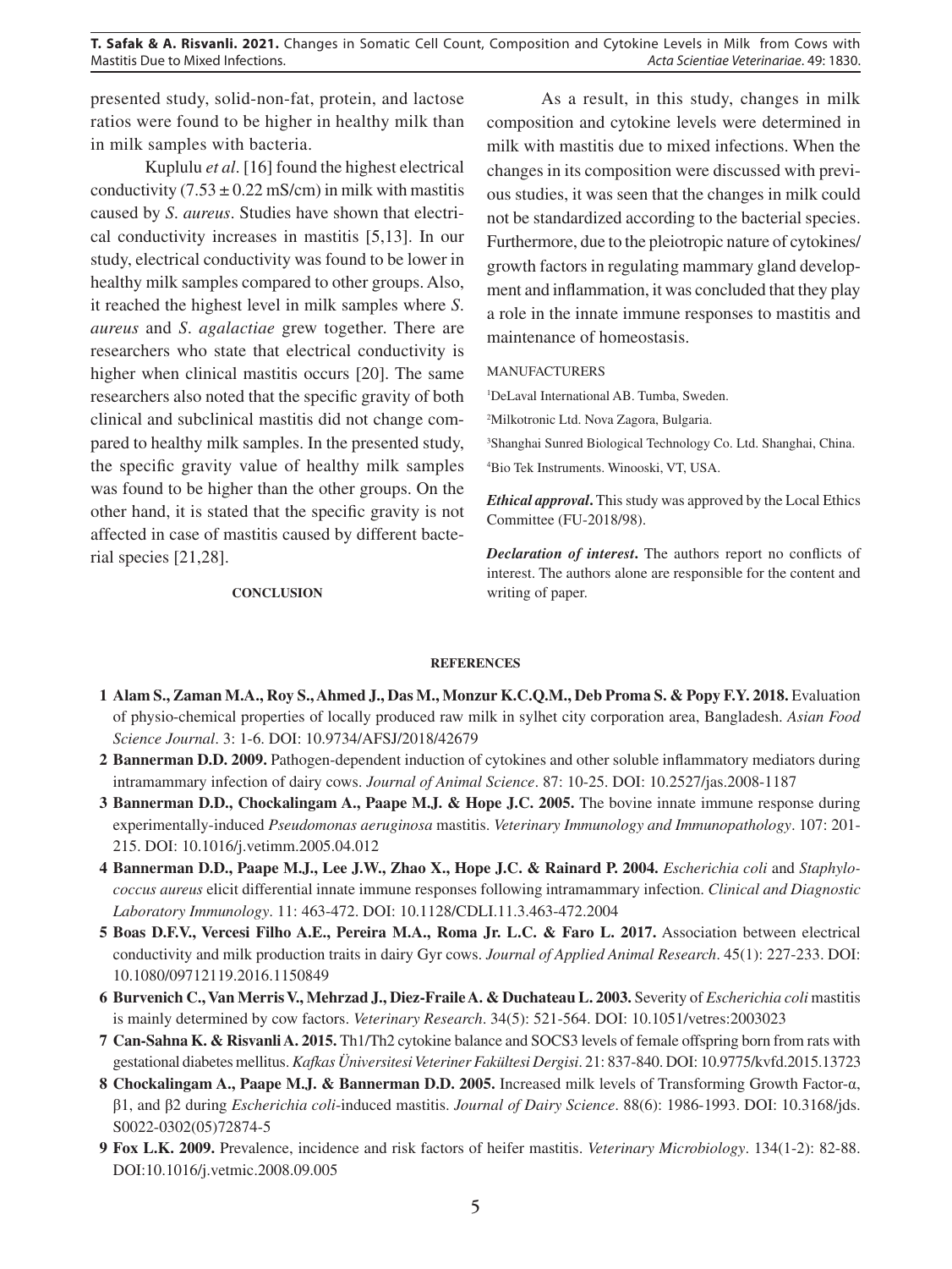presented study, solid-non-fat, protein, and lactose ratios were found to be higher in healthy milk than in milk samples with bacteria.

Kuplulu *et al*. [16] found the highest electrical conductivity (7.53 ± 0.22 mS/cm) in milk with mastitis caused by *S. aureus*. Studies have shown that electrical conductivity increases in mastitis [5,13]. In our study, electrical conductivity was found to be lower in healthy milk samples compared to other groups. Also, it reached the highest level in milk samples where *S. aureus* and *S. agalactiae* grew together. There are researchers who state that electrical conductivity is higher when clinical mastitis occurs [20]. The same researchers also noted that the specific gravity of both clinical and subclinical mastitis did not change compared to healthy milk samples. In the presented study, the specific gravity value of healthy milk samples was found to be higher than the other groups. On the other hand, it is stated that the specific gravity is not affected in case of mastitis caused by different bacterial species [21,28].

## CONCLUSION

As a result, in this study, changes in milk composition and cytokine levels were determined in milk with mastitis due to mixed infections. When the changes in its composition were discussed with previous studies, it was seen that the changes in milk could not be standardized according to the bacterial species. Furthermore, due to the pleiotropic nature of cytokines/growth factors in regulating mammary gland development and inflammation, it was concluded that they play a role in the innate immune responses to mastitis and maintenance of homeostasis.

MANUFACTURERS

[1]DeLaval International AB. Tumba, Sweden.

[2]Milkotronic Ltd. Nova Zagora, Bulgaria.

[3]Shanghai Sunred Biological Technology Co. Ltd. Shanghai, China.

[4]Bio Tek Instruments. Winooski, VT, USA.

***Ethical approval*.** This study was approved by the Local Ethics Committee (FU-2018/98).

***Declaration of interest*.** The authors report no conflicts of interest. The authors alone are responsible for the content and writing of paper.

## REFERENCES

**1 Alam S., Zaman M.A., Roy S., Ahmed J., Das M., Monzur K.C.Q.M., Deb Proma S. & Popy F.Y. 2018.** Evaluation of physio-chemical properties of locally produced raw milk in sylhet city corporation area, Bangladesh. *Asian Food Science Journal*. 3: 1-6. DOI: 10.9734/AFSJ/2018/42679

**2 Bannerman D.D. 2009.** Pathogen-dependent induction of cytokines and other soluble inflammatory mediators during intramammary infection of dairy cows. *Journal of Animal Science*. 87: 10-25. DOI: 10.2527/jas.2008-1187

**3 Bannerman D.D., Chockalingam A., Paape M.J. & Hope J.C. 2005.** The bovine innate immune response during experimentally-induced *Pseudomonas aeruginosa* mastitis. *Veterinary Immunology and Immunopathology*. 107: 201-215. DOI: 10.1016/j.vetimm.2005.04.012

**4 Bannerman D.D., Paape M.J., Lee J.W., Zhao X., Hope J.C. & Rainard P. 2004.** *Escherichia coli* and *Staphylococcus aureus* elicit differential innate immune responses following intramammary infection. *Clinical and Diagnostic Laboratory Immunology*. 11: 463-472. DOI: 10.1128/CDLI.11.3.463-472.2004

**5 Boas D.F.V., Vercesi Filho A.E., Pereira M.A., Roma Jr. L.C. & Faro L. 2017.** Association between electrical conductivity and milk production traits in dairy Gyr cows. *Journal of Applied Animal Research*. 45(1): 227-233. DOI: 10.1080/09712119.2016.1150849

**6 Burvenich C., Van Merris V., Mehrzad J., Diez-Fraile A. & Duchateau L. 2003.** Severity of *Escherichia coli* mastitis is mainly determined by cow factors. *Veterinary Research*. 34(5): 521-564. DOI: 10.1051/vetres:2003023

**7 Can-Sahna K. & Risvanli A. 2015.** Th1/Th2 cytokine balance and SOCS3 levels of female offspring born from rats with gestational diabetes mellitus. *Kafkas Üniversitesi Veteriner Fakültesi Dergisi*. 21: 837-840. DOI: 10.9775/kvfd.2015.13723

**8 Chockalingam A., Paape M.J. & Bannerman D.D. 2005.** Increased milk levels of Transforming Growth Factor-α, β1, and β2 during *Escherichia coli*-induced mastitis. *Journal of Dairy Science*. 88(6): 1986-1993. DOI: 10.3168/jds.S0022-0302(05)72874-5

**9 Fox L.K. 2009.** Prevalence, incidence and risk factors of heifer mastitis. *Veterinary Microbiology*. 134(1-2): 82-88. DOI:10.1016/j.vetmic.2008.09.005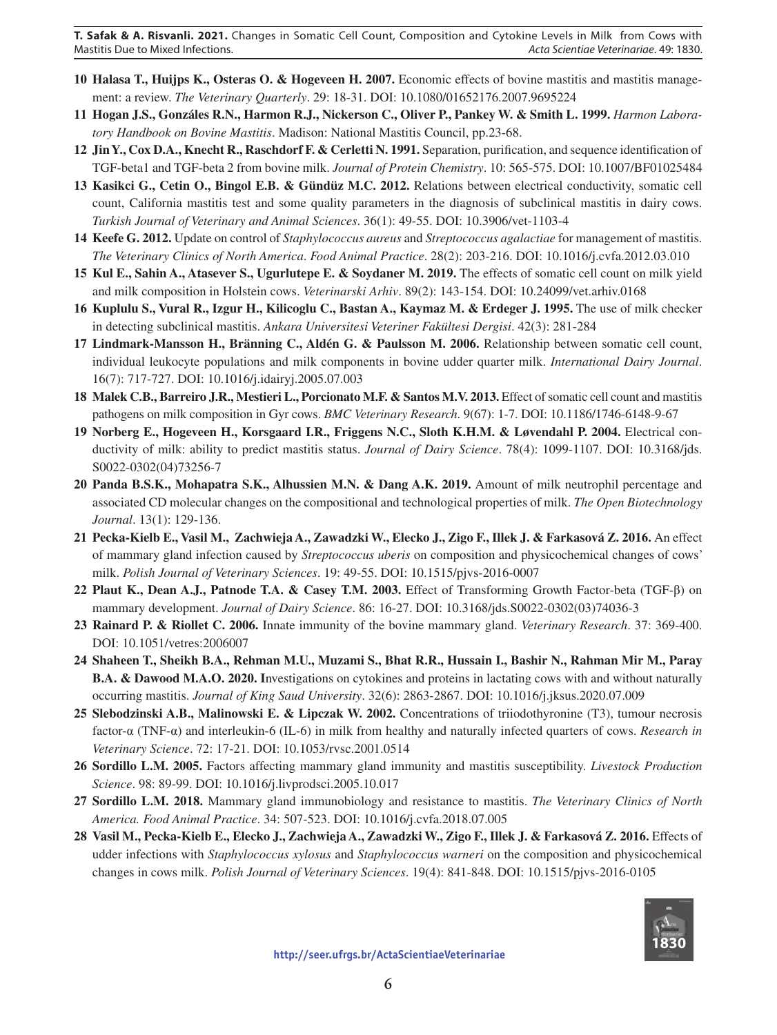10 **Halasa T., Huijps K., Osteras O. & Hogeveen H. 2007.** Economic effects of bovine mastitis and mastitis management: a review. *The Veterinary Quarterly*. 29: 18-31. DOI: 10.1080/01652176.2007.9695224

11 **Hogan J.S., Gonzáles R.N., Harmon R.J., Nickerson C., Oliver P., Pankey W. & Smith L. 1999.** *Harmon Laboratory Handbook on Bovine Mastitis*. Madison: National Mastitis Council, pp.23-68.

12 **Jin Y., Cox D.A., Knecht R., Raschdorf F. & Cerletti N. 1991.** Separation, purification, and sequence identification of TGF-beta1 and TGF-beta 2 from bovine milk. *Journal of Protein Chemistry*. 10: 565-575. DOI: 10.1007/BF01025484

13 **Kasikci G., Cetin O., Bingol E.B. & Gündüz M.C. 2012.** Relations between electrical conductivity, somatic cell count, California mastitis test and some quality parameters in the diagnosis of subclinical mastitis in dairy cows. *Turkish Journal of Veterinary and Animal Sciences*. 36(1): 49-55. DOI: 10.3906/vet-1103-4

14 **Keefe G. 2012.** Update on control of *Staphylococcus aureus* and *Streptococcus agalactiae* for management of mastitis. *The Veterinary Clinics of North America. Food Animal Practice*. 28(2): 203-216. DOI: 10.1016/j.cvfa.2012.03.010

15 **Kul E., Sahin A., Atasever S., Ugurlutepe E. & Soydaner M. 2019.** The effects of somatic cell count on milk yield and milk composition in Holstein cows. *Veterinarski Arhiv*. 89(2): 143-154. DOI: 10.24099/vet.arhiv.0168

16 **Kuplulu S., Vural R., Izgur H., Kilicoglu C., Bastan A., Kaymaz M. & Erdeger J. 1995.** The use of milk checker in detecting subclinical mastitis. *Ankara Universitesi Veteriner Fakültesi Dergisi*. 42(3): 281-284

17 **Lindmark-Mansson H., Bränning C., Aldén G. & Paulsson M. 2006.** Relationship between somatic cell count, individual leukocyte populations and milk components in bovine udder quarter milk. *International Dairy Journal*. 16(7): 717-727. DOI: 10.1016/j.idairyj.2005.07.003

18 **Malek C.B., Barreiro J.R., Mestieri L., Porcionato M.F. & Santos M.V. 2013.** Effect of somatic cell count and mastitis pathogens on milk composition in Gyr cows. *BMC Veterinary Research*. 9(67): 1-7. DOI: 10.1186/1746-6148-9-67

19 **Norberg E., Hogeveen H., Korsgaard I.R., Friggens N.C., Sloth K.H.M. & Løvendahl P. 2004.** Electrical conductivity of milk: ability to predict mastitis status. *Journal of Dairy Science*. 78(4): 1099-1107. DOI: 10.3168/jds.S0022-0302(04)73256-7

20 **Panda B.S.K., Mohapatra S.K., Alhussien M.N. & Dang A.K. 2019.** Amount of milk neutrophil percentage and associated CD molecular changes on the compositional and technological properties of milk. *The Open Biotechnology Journal*. 13(1): 129-136.

21 **Pecka-Kielb E., Vasil M., Zachwieja A., Zawadzki W., Elecko J., Zigo F., Illek J. & Farkasová Z. 2016.** An effect of mammary gland infection caused by *Streptococcus uberis* on composition and physicochemical changes of cows' milk. *Polish Journal of Veterinary Sciences*. 19: 49-55. DOI: 10.1515/pjvs-2016-0007

22 **Plaut K., Dean A.J., Patnode T.A. & Casey T.M. 2003.** Effect of Transforming Growth Factor-beta (TGF-β) on mammary development. *Journal of Dairy Science*. 86: 16-27. DOI: 10.3168/jds.S0022-0302(03)74036-3

23 **Rainard P. & Riollet C. 2006.** Innate immunity of the bovine mammary gland. *Veterinary Research*. 37: 369-400. DOI: 10.1051/vetres:2006007

24 **Shaheen T., Sheikh B.A., Rehman M.U., Muzami S., Bhat R.R., Hussain I., Bashir N., Rahman Mir M., Paray B.A. & Dawood M.A.O. 2020. I**nvestigations on cytokines and proteins in lactating cows with and without naturally occurring mastitis. *Journal of King Saud University*. 32(6): 2863-2867. DOI: 10.1016/j.jksus.2020.07.009

25 **Slebodzinski A.B., Malinowski E. & Lipczak W. 2002.** Concentrations of triiodothyronine (T3), tumour necrosis factor-α (TNF-α) and interleukin-6 (IL-6) in milk from healthy and naturally infected quarters of cows. *Research in Veterinary Science*. 72: 17-21. DOI: 10.1053/rvsc.2001.0514

26 **Sordillo L.M. 2005.** Factors affecting mammary gland immunity and mastitis susceptibility. *Livestock Production Science*. 98: 89-99. DOI: 10.1016/j.livprodsci.2005.10.017

27 **Sordillo L.M. 2018.** Mammary gland immunobiology and resistance to mastitis. *The Veterinary Clinics of North America. Food Animal Practice*. 34: 507-523. DOI: 10.1016/j.cvfa.2018.07.005

28 **Vasil M., Pecka-Kielb E., Elecko J., Zachwieja A., Zawadzki W., Zigo F., Illek J. & Farkasová Z. 2016.** Effects of udder infections with *Staphylococcus xylosus* and *Staphylococcus warneri* on the composition and physicochemical changes in cows milk. *Polish Journal of Veterinary Sciences*. 19(4): 841-848. DOI: 10.1515/pjvs-2016-0105